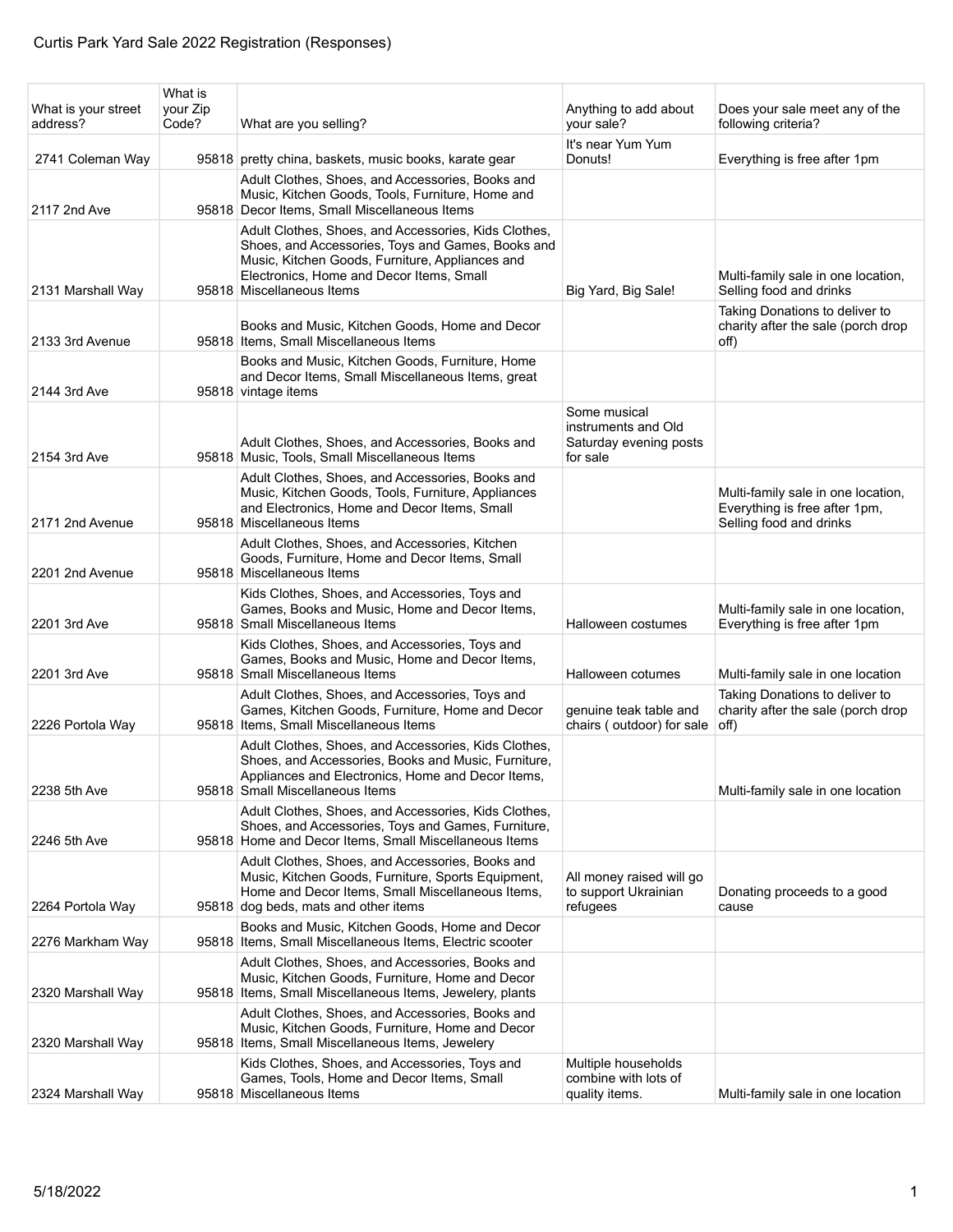Curtis Park Yard Sale 2022 Registration (Responses)

| What is your street address? | What is your Zip Code? | What are you selling? | Anything to add about your sale? | Does your sale meet any of the following criteria? |
| --- | --- | --- | --- | --- |
| 2741 Coleman Way | 95818 | pretty china, baskets, music books, karate gear | It's near Yum Yum Donuts! | Everything is free after 1pm |
| 2117 2nd Ave | 95818 | Adult Clothes, Shoes, and Accessories, Books and Music, Kitchen Goods, Tools, Furniture, Home and Decor Items, Small Miscellaneous Items | | |
| 2131 Marshall Way | 95818 | Adult Clothes, Shoes, and Accessories, Kids Clothes, Shoes, and Accessories, Toys and Games, Books and Music, Kitchen Goods, Furniture, Appliances and Electronics, Home and Decor Items, Small Miscellaneous Items | Big Yard, Big Sale! | Multi-family sale in one location, Selling food and drinks |
| 2133 3rd Avenue | 95818 | Books and Music, Kitchen Goods, Home and Decor Items, Small Miscellaneous Items | | Taking Donations to deliver to charity after the sale (porch drop off) |
| 2144 3rd Ave | 95818 | Books and Music, Kitchen Goods, Furniture, Home and Decor Items, Small Miscellaneous Items, great vintage items | | |
| 2154 3rd Ave | 95818 | Adult Clothes, Shoes, and Accessories, Books and Music, Tools, Small Miscellaneous Items | Some musical instruments and Old Saturday evening posts for sale | |
| 2171 2nd Avenue | 95818 | Adult Clothes, Shoes, and Accessories, Books and Music, Kitchen Goods, Tools, Furniture, Appliances and Electronics, Home and Decor Items, Small Miscellaneous Items | | Multi-family sale in one location, Everything is free after 1pm, Selling food and drinks |
| 2201 2nd Avenue | 95818 | Adult Clothes, Shoes, and Accessories, Kitchen Goods, Furniture, Home and Decor Items, Small Miscellaneous Items | | |
| 2201 3rd Ave | 95818 | Kids Clothes, Shoes, and Accessories, Toys and Games, Books and Music, Home and Decor Items, Small Miscellaneous Items | Halloween costumes | Multi-family sale in one location, Everything is free after 1pm |
| 2201 3rd Ave | 95818 | Kids Clothes, Shoes, and Accessories, Toys and Games, Books and Music, Home and Decor Items, Small Miscellaneous Items | Halloween cotumes | Multi-family sale in one location |
| 2226 Portola Way | 95818 | Adult Clothes, Shoes, and Accessories, Toys and Games, Kitchen Goods, Furniture, Home and Decor Items, Small Miscellaneous Items | genuine teak table and chairs ( outdoor) for sale | Taking Donations to deliver to charity after the sale (porch drop off) |
| 2238 5th Ave | 95818 | Adult Clothes, Shoes, and Accessories, Kids Clothes, Shoes, and Accessories, Books and Music, Furniture, Appliances and Electronics, Home and Decor Items, Small Miscellaneous Items | | Multi-family sale in one location |
| 2246 5th Ave | 95818 | Adult Clothes, Shoes, and Accessories, Kids Clothes, Shoes, and Accessories, Toys and Games, Furniture, Home and Decor Items, Small Miscellaneous Items | | |
| 2264 Portola Way | 95818 | Adult Clothes, Shoes, and Accessories, Books and Music, Kitchen Goods, Furniture, Sports Equipment, Home and Decor Items, Small Miscellaneous Items, dog beds, mats and other items | All money raised will go to support Ukrainian refugees | Donating proceeds to a good cause |
| 2276 Markham Way | 95818 | Books and Music, Kitchen Goods, Home and Decor Items, Small Miscellaneous Items, Electric scooter | | |
| 2320 Marshall Way | 95818 | Adult Clothes, Shoes, and Accessories, Books and Music, Kitchen Goods, Furniture, Home and Decor Items, Small Miscellaneous Items, Jewelery, plants | | |
| 2320 Marshall Way | 95818 | Adult Clothes, Shoes, and Accessories, Books and Music, Kitchen Goods, Furniture, Home and Decor Items, Small Miscellaneous Items, Jewelery | | |
| 2324 Marshall Way | 95818 | Kids Clothes, Shoes, and Accessories, Toys and Games, Tools, Home and Decor Items, Small Miscellaneous Items | Multiple households combine with lots of quality items. | Multi-family sale in one location |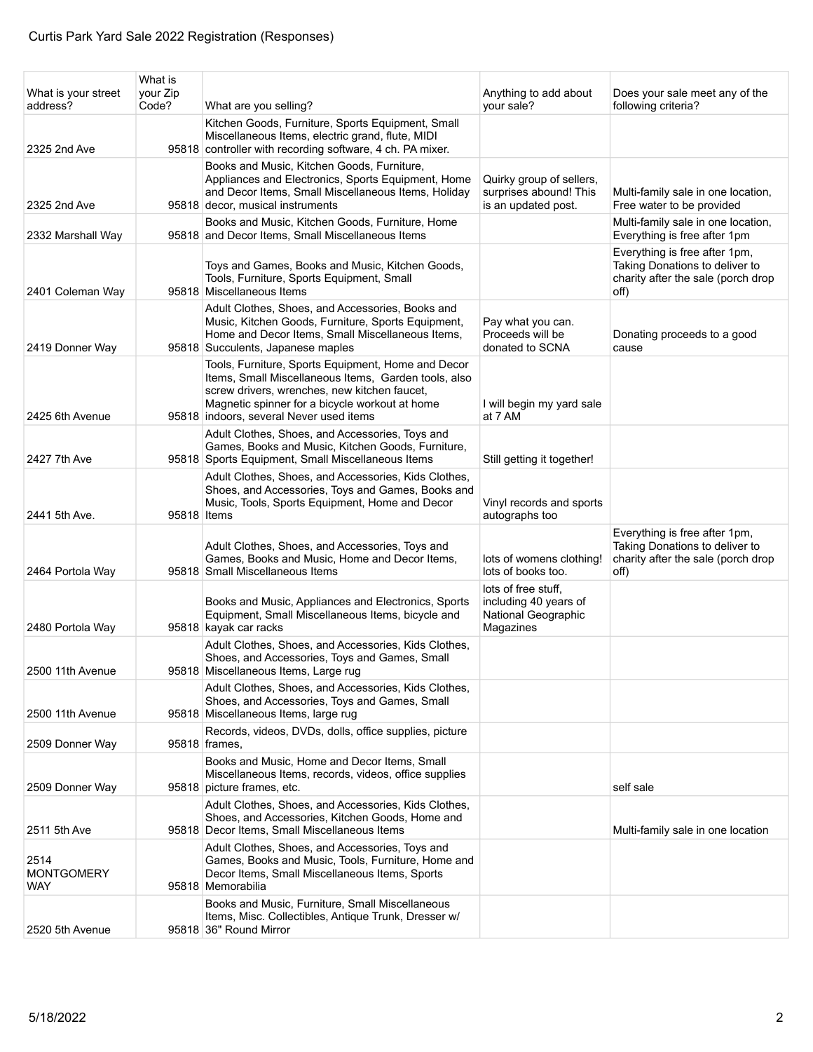Curtis Park Yard Sale 2022 Registration (Responses)

| What is your street address? | What is your Zip Code? | What are you selling? | Anything to add about your sale? | Does your sale meet any of the following criteria? |
|---|---|---|---|---|
| 2325 2nd Ave | 95818 | Kitchen Goods, Furniture, Sports Equipment, Small Miscellaneous Items, electric grand, flute, MIDI controller with recording software, 4 ch. PA mixer. | | |
| 2325 2nd Ave | 95818 | Books and Music, Kitchen Goods, Furniture, Appliances and Electronics, Sports Equipment, Home and Decor Items, Small Miscellaneous Items, Holiday decor, musical instruments | Quirky group of sellers, surprises abound! This is an updated post. | Multi-family sale in one location, Free water to be provided |
| 2332 Marshall Way | 95818 | Books and Music, Kitchen Goods, Furniture, Home and Decor Items, Small Miscellaneous Items | | Multi-family sale in one location, Everything is free after 1pm |
| 2401 Coleman Way | 95818 | Toys and Games, Books and Music, Kitchen Goods, Tools, Furniture, Sports Equipment, Small Miscellaneous Items | | Everything is free after 1pm, Taking Donations to deliver to charity after the sale (porch drop off) |
| 2419 Donner Way | 95818 | Adult Clothes, Shoes, and Accessories, Books and Music, Kitchen Goods, Furniture, Sports Equipment, Home and Decor Items, Small Miscellaneous Items, Succulents, Japanese maples | Pay what you can. Proceeds will be donated to SCNA | Donating proceeds to a good cause |
| 2425 6th Avenue | 95818 | Tools, Furniture, Sports Equipment, Home and Decor Items, Small Miscellaneous Items, Garden tools, also screw drivers, wrenches, new kitchen faucet, Magnetic spinner for a bicycle workout at home indoors, several Never used items | I will begin my yard sale at 7 AM | |
| 2427 7th Ave | 95818 | Adult Clothes, Shoes, and Accessories, Toys and Games, Books and Music, Kitchen Goods, Furniture, Sports Equipment, Small Miscellaneous Items | Still getting it together! | |
| 2441 5th Ave. | 95818 | Adult Clothes, Shoes, and Accessories, Kids Clothes, Shoes, and Accessories, Toys and Games, Books and Music, Tools, Sports Equipment, Home and Decor Items | Vinyl records and sports autographs too | |
| 2464 Portola Way | 95818 | Adult Clothes, Shoes, and Accessories, Toys and Games, Books and Music, Home and Decor Items, Small Miscellaneous Items | lots of womens clothing! lots of books too. | Everything is free after 1pm, Taking Donations to deliver to charity after the sale (porch drop off) |
| 2480 Portola Way | 95818 | Books and Music, Appliances and Electronics, Sports Equipment, Small Miscellaneous Items, bicycle and kayak car racks | lots of free stuff, including 40 years of National Geographic Magazines | |
| 2500 11th Avenue | 95818 | Adult Clothes, Shoes, and Accessories, Kids Clothes, Shoes, and Accessories, Toys and Games, Small Miscellaneous Items, Large rug | | |
| 2500 11th Avenue | 95818 | Adult Clothes, Shoes, and Accessories, Kids Clothes, Shoes, and Accessories, Toys and Games, Small Miscellaneous Items, large rug | | |
| 2509 Donner Way | 95818 | Records, videos, DVDs, dolls, office supplies, picture frames, | | |
| 2509 Donner Way | 95818 | Books and Music, Home and Decor Items, Small Miscellaneous Items, records, videos, office supplies picture frames, etc. | | self sale |
| 2511 5th Ave | 95818 | Adult Clothes, Shoes, and Accessories, Kids Clothes, Shoes, and Accessories, Kitchen Goods, Home and Decor Items, Small Miscellaneous Items | | Multi-family sale in one location |
| 2514 MONTGOMERY WAY | 95818 | Adult Clothes, Shoes, and Accessories, Toys and Games, Books and Music, Tools, Furniture, Home and Decor Items, Small Miscellaneous Items, Sports Memorabilia | | |
| 2520 5th Avenue | 95818 | Books and Music, Furniture, Small Miscellaneous Items, Misc. Collectibles, Antique Trunk, Dresser w/ 36" Round Mirror | | |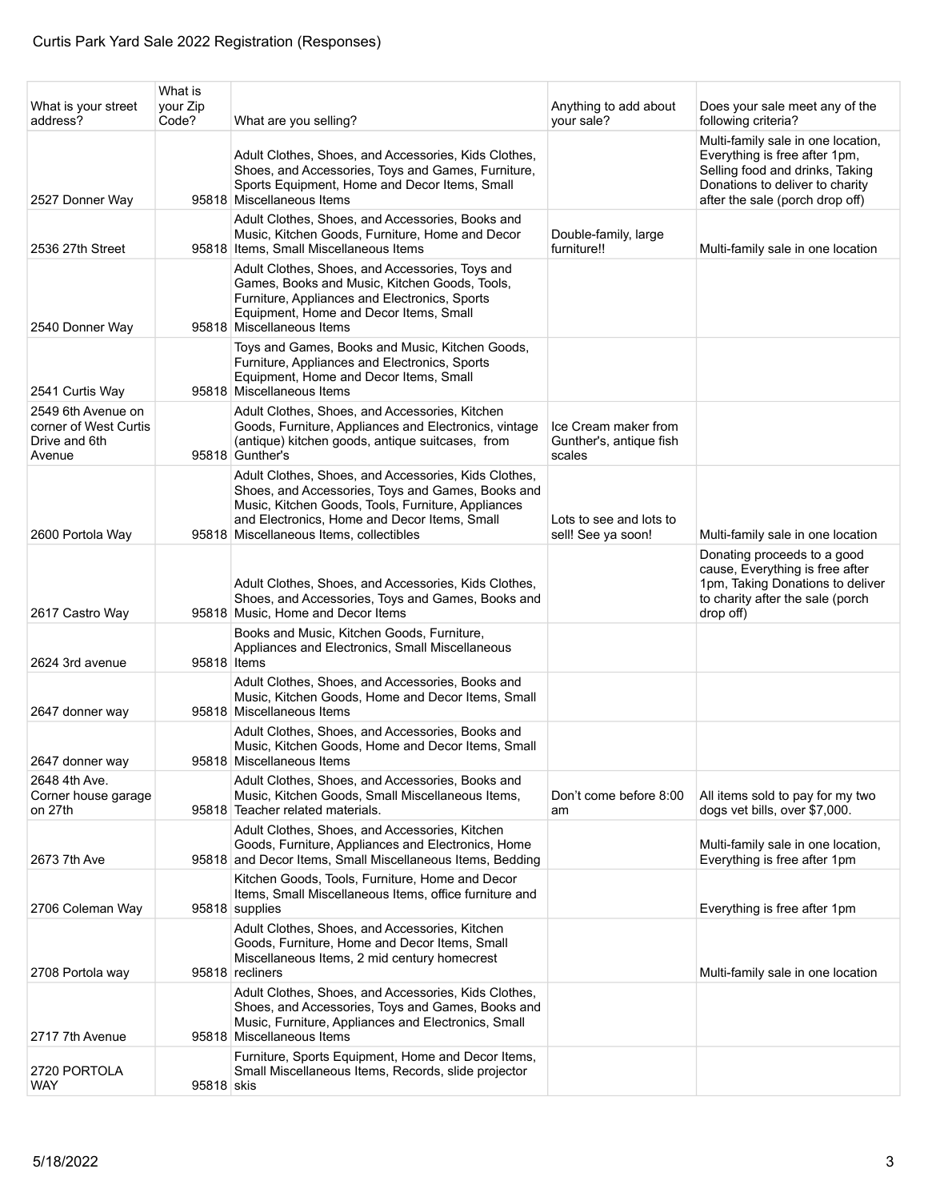| What is your street address? | What is your Zip Code? | What are you selling? | Anything to add about your sale? | Does your sale meet any of the following criteria? |
|---|---|---|---|---|
| 2527 Donner Way | 95818 | Adult Clothes, Shoes, and Accessories, Kids Clothes, Shoes, and Accessories, Toys and Games, Furniture, Sports Equipment, Home and Decor Items, Small Miscellaneous Items | | Multi-family sale in one location, Everything is free after 1pm, Selling food and drinks, Taking Donations to deliver to charity after the sale (porch drop off) |
| 2536 27th Street | 95818 | Adult Clothes, Shoes, and Accessories, Books and Music, Kitchen Goods, Furniture, Home and Decor Items, Small Miscellaneous Items | Double-family, large furniture!! | Multi-family sale in one location |
| 2540 Donner Way | 95818 | Adult Clothes, Shoes, and Accessories, Toys and Games, Books and Music, Kitchen Goods, Tools, Furniture, Appliances and Electronics, Sports Equipment, Home and Decor Items, Small Miscellaneous Items | | |
| 2541 Curtis Way | 95818 | Toys and Games, Books and Music, Kitchen Goods, Furniture, Appliances and Electronics, Sports Equipment, Home and Decor Items, Small Miscellaneous Items | | |
| 2549 6th Avenue on corner of West Curtis Drive and 6th Avenue | 95818 | Adult Clothes, Shoes, and Accessories, Kitchen Goods, Furniture, Appliances and Electronics, vintage (antique) kitchen goods, antique suitcases, from Gunther's | Ice Cream maker from Gunther's, antique fish scales | |
| 2600 Portola Way | 95818 | Adult Clothes, Shoes, and Accessories, Kids Clothes, Shoes, and Accessories, Toys and Games, Books and Music, Kitchen Goods, Tools, Furniture, Appliances and Electronics, Home and Decor Items, Small Miscellaneous Items, collectibles | Lots to see and lots to sell! See ya soon! | Multi-family sale in one location |
| 2617 Castro Way | 95818 | Adult Clothes, Shoes, and Accessories, Kids Clothes, Shoes, and Accessories, Toys and Games, Books and Music, Home and Decor Items | | Donating proceeds to a good cause, Everything is free after 1pm, Taking Donations to deliver to charity after the sale (porch drop off) |
| 2624 3rd avenue | 95818 | Books and Music, Kitchen Goods, Furniture, Appliances and Electronics, Small Miscellaneous Items | | |
| 2647 donner way | 95818 | Adult Clothes, Shoes, and Accessories, Books and Music, Kitchen Goods, Home and Decor Items, Small Miscellaneous Items | | |
| 2647 donner way | 95818 | Adult Clothes, Shoes, and Accessories, Books and Music, Kitchen Goods, Home and Decor Items, Small Miscellaneous Items | | |
| 2648 4th Ave. Corner house garage on 27th | 95818 | Adult Clothes, Shoes, and Accessories, Books and Music, Kitchen Goods, Small Miscellaneous Items, Teacher related materials. | Don't come before 8:00 am | All items sold to pay for my two dogs vet bills, over $7,000. |
| 2673 7th Ave | 95818 | Adult Clothes, Shoes, and Accessories, Kitchen Goods, Furniture, Appliances and Electronics, Home and Decor Items, Small Miscellaneous Items, Bedding | | Multi-family sale in one location, Everything is free after 1pm |
| 2706 Coleman Way | 95818 | Kitchen Goods, Tools, Furniture, Home and Decor Items, Small Miscellaneous Items, office furniture and supplies | | Everything is free after 1pm |
| 2708 Portola way | 95818 | Adult Clothes, Shoes, and Accessories, Kitchen Goods, Furniture, Home and Decor Items, Small Miscellaneous Items, 2 mid century homecrest recliners | | Multi-family sale in one location |
| 2717 7th Avenue | 95818 | Adult Clothes, Shoes, and Accessories, Kids Clothes, Shoes, and Accessories, Toys and Games, Books and Music, Furniture, Appliances and Electronics, Small Miscellaneous Items | | |
| 2720 PORTOLA WAY | 95818 | Furniture, Sports Equipment, Home and Decor Items, Small Miscellaneous Items, Records, slide projector skis | | |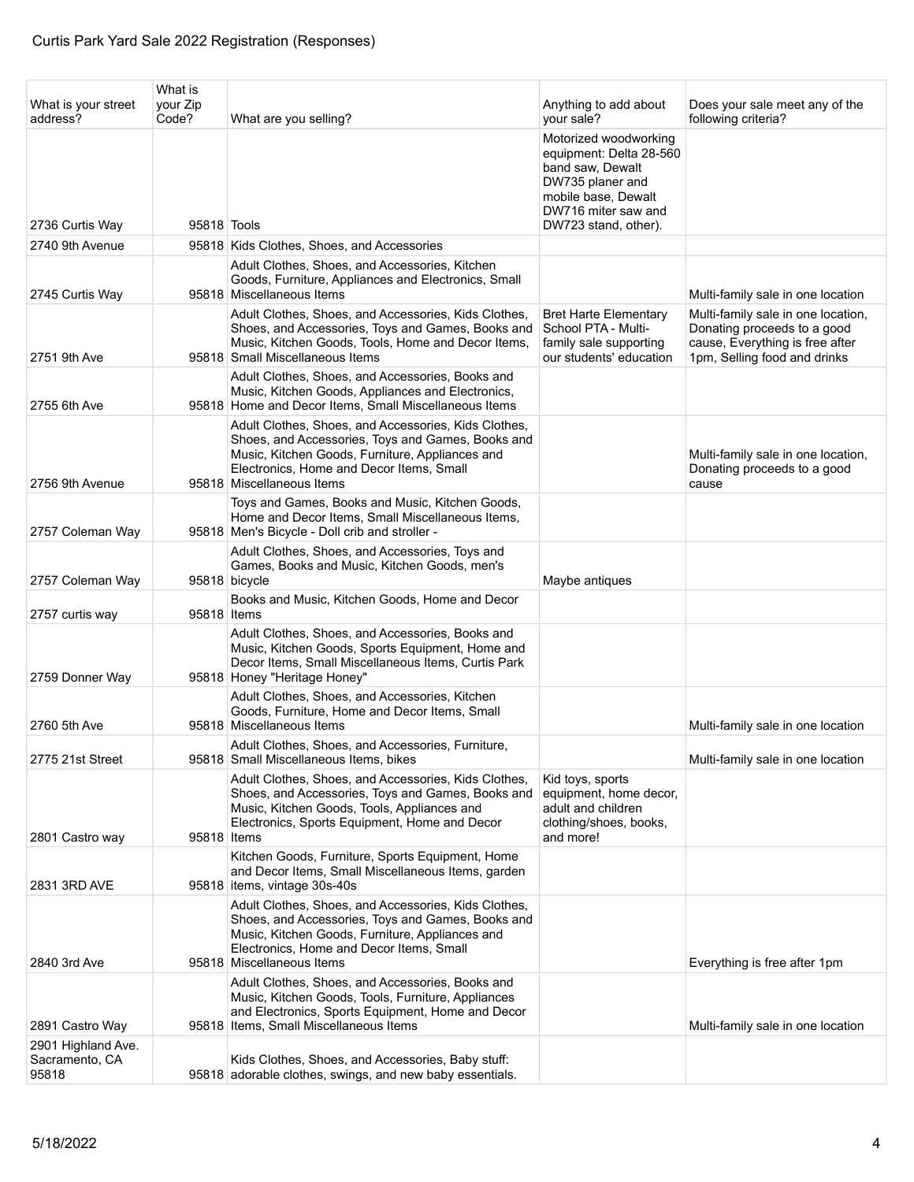Curtis Park Yard Sale 2022 Registration (Responses)

| What is your street address? | What is your Zip Code? | What are you selling? | Anything to add about your sale? | Does your sale meet any of the following criteria? |
|---|---|---|---|---|
| 2736 Curtis Way | 95818 | Tools | Motorized woodworking equipment: Delta 28-560 band saw, Dewalt DW735 planer and mobile base, Dewalt DW716 miter saw and DW723 stand, other). | |
| 2740 9th Avenue | 95818 | Kids Clothes, Shoes, and Accessories | | |
| 2745 Curtis Way | 95818 | Adult Clothes, Shoes, and Accessories, Kitchen Goods, Furniture, Appliances and Electronics, Small Miscellaneous Items | | Multi-family sale in one location |
| 2751 9th Ave | 95818 | Adult Clothes, Shoes, and Accessories, Kids Clothes, Shoes, and Accessories, Toys and Games, Books and Music, Kitchen Goods, Tools, Home and Decor Items, Small Miscellaneous Items | Bret Harte Elementary School PTA - Multi-family sale supporting our students' education | Multi-family sale in one location, Donating proceeds to a good cause, Everything is free after 1pm, Selling food and drinks |
| 2755 6th Ave | 95818 | Adult Clothes, Shoes, and Accessories, Books and Music, Kitchen Goods, Appliances and Electronics, Home and Decor Items, Small Miscellaneous Items | | |
| 2756 9th Avenue | 95818 | Adult Clothes, Shoes, and Accessories, Kids Clothes, Shoes, and Accessories, Toys and Games, Books and Music, Kitchen Goods, Furniture, Appliances and Electronics, Home and Decor Items, Small Miscellaneous Items | | Multi-family sale in one location, Donating proceeds to a good cause |
| 2757 Coleman Way | 95818 | Toys and Games, Books and Music, Kitchen Goods, Home and Decor Items, Small Miscellaneous Items, Men's Bicycle - Doll crib and stroller - | | |
| 2757 Coleman Way | 95818 | Adult Clothes, Shoes, and Accessories, Toys and Games, Books and Music, Kitchen Goods, men's bicycle | Maybe antiques | |
| 2757 curtis way | 95818 | Books and Music, Kitchen Goods, Home and Decor Items | | |
| 2759 Donner Way | 95818 | Adult Clothes, Shoes, and Accessories, Books and Music, Kitchen Goods, Sports Equipment, Home and Decor Items, Small Miscellaneous Items, Curtis Park Honey "Heritage Honey" | | |
| 2760 5th Ave | 95818 | Adult Clothes, Shoes, and Accessories, Kitchen Goods, Furniture, Home and Decor Items, Small Miscellaneous Items | | Multi-family sale in one location |
| 2775 21st Street | 95818 | Adult Clothes, Shoes, and Accessories, Furniture, Small Miscellaneous Items, bikes | | Multi-family sale in one location |
| 2801 Castro way | 95818 | Adult Clothes, Shoes, and Accessories, Kids Clothes, Shoes, and Accessories, Toys and Games, Books and Music, Kitchen Goods, Tools, Appliances and Electronics, Sports Equipment, Home and Decor Items | Kid toys, sports equipment, home decor, adult and children clothing/shoes, books, and more! | |
| 2831 3RD AVE | 95818 | Kitchen Goods, Furniture, Sports Equipment, Home and Decor Items, Small Miscellaneous Items, garden items, vintage 30s-40s | | |
| 2840 3rd Ave | 95818 | Adult Clothes, Shoes, and Accessories, Kids Clothes, Shoes, and Accessories, Toys and Games, Books and Music, Kitchen Goods, Furniture, Appliances and Electronics, Home and Decor Items, Small Miscellaneous Items | | Everything is free after 1pm |
| 2891 Castro Way | 95818 | Adult Clothes, Shoes, and Accessories, Books and Music, Kitchen Goods, Tools, Furniture, Appliances and Electronics, Sports Equipment, Home and Decor Items, Small Miscellaneous Items | | Multi-family sale in one location |
| 2901 Highland Ave. Sacramento, CA 95818 | 95818 | Kids Clothes, Shoes, and Accessories, Baby stuff: adorable clothes, swings, and new baby essentials. | | |

5/18/2022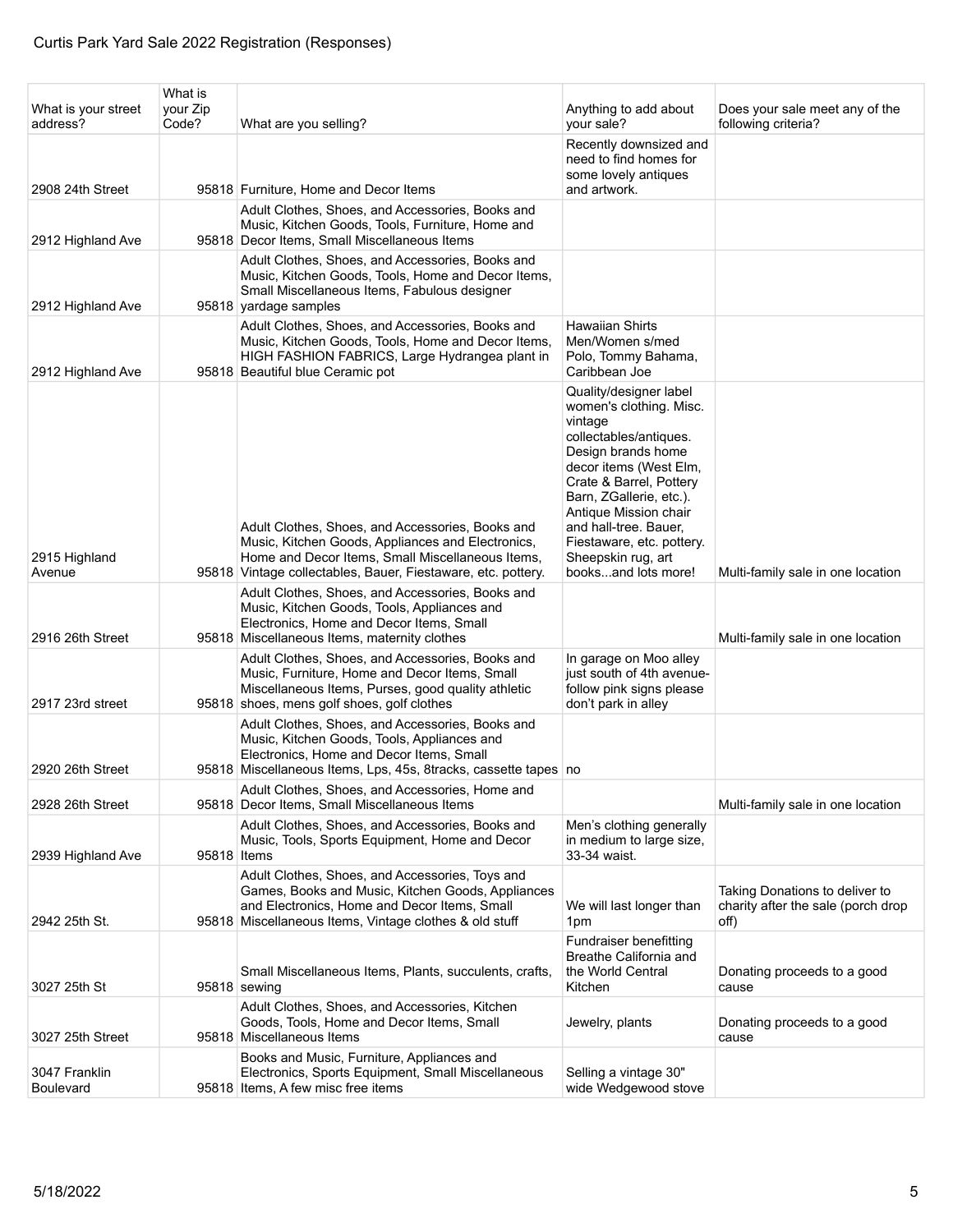# Curtis Park Yard Sale 2022 Registration (Responses)

| What is your street address? | What is your Zip Code? | What are you selling? | Anything to add about your sale? | Does your sale meet any of the following criteria? |
|---|---|---|---|---|
| 2908 24th Street | 95818 | Furniture, Home and Decor Items | Recently downsized and need to find homes for some lovely antiques and artwork. | |
| 2912 Highland Ave | 95818 | Adult Clothes, Shoes, and Accessories, Books and Music, Kitchen Goods, Tools, Furniture, Home and Decor Items, Small Miscellaneous Items | | |
| 2912 Highland Ave | 95818 | Adult Clothes, Shoes, and Accessories, Books and Music, Kitchen Goods, Tools, Home and Decor Items, Small Miscellaneous Items, Fabulous designer yardage samples | | |
| 2912 Highland Ave | 95818 | Adult Clothes, Shoes, and Accessories, Books and Music, Kitchen Goods, Tools, Home and Decor Items, HIGH FASHION FABRICS, Large Hydrangea plant in Beautiful blue Ceramic pot | Hawaiian Shirts Men/Women s/med Polo, Tommy Bahama, Caribbean Joe | |
| 2915 Highland Avenue | 95818 | Adult Clothes, Shoes, and Accessories, Books and Music, Kitchen Goods, Appliances and Electronics, Home and Decor Items, Small Miscellaneous Items, Vintage collectables, Bauer, Fiestaware, etc. pottery. | Quality/designer label women's clothing. Misc. vintage collectables/antiques. Design brands home decor items (West Elm, Crate & Barrel, Pottery Barn, ZGallerie, etc.). Antique Mission chair and hall-tree. Bauer, Fiestaware, etc. pottery. Sheepskin rug, art books...and lots more! | Multi-family sale in one location |
| 2916 26th Street | 95818 | Adult Clothes, Shoes, and Accessories, Books and Music, Kitchen Goods, Tools, Appliances and Electronics, Home and Decor Items, Small Miscellaneous Items, maternity clothes | | Multi-family sale in one location |
| 2917 23rd street | 95818 | Adult Clothes, Shoes, and Accessories, Books and Music, Furniture, Home and Decor Items, Small Miscellaneous Items, Purses, good quality athletic shoes, mens golf shoes, golf clothes | In garage on Moo alley just south of 4th avenue- follow pink signs please don't park in alley | |
| 2920 26th Street | 95818 | Adult Clothes, Shoes, and Accessories, Books and Music, Kitchen Goods, Tools, Appliances and Electronics, Home and Decor Items, Small Miscellaneous Items, Lps, 45s, 8tracks, cassette tapes | no | |
| 2928 26th Street | 95818 | Adult Clothes, Shoes, and Accessories, Home and Decor Items, Small Miscellaneous Items | | Multi-family sale in one location |
| 2939 Highland Ave | 95818 | Adult Clothes, Shoes, and Accessories, Books and Music, Tools, Sports Equipment, Home and Decor Items | Men's clothing generally in medium to large size, 33-34 waist. | |
| 2942 25th St. | 95818 | Adult Clothes, Shoes, and Accessories, Toys and Games, Books and Music, Kitchen Goods, Appliances and Electronics, Home and Decor Items, Small Miscellaneous Items, Vintage clothes & old stuff | We will last longer than 1pm | Taking Donations to deliver to charity after the sale (porch drop off) |
| 3027 25th St | 95818 | Small Miscellaneous Items, Plants, succulents, crafts, sewing | Fundraiser benefitting Breathe California and the World Central Kitchen | Donating proceeds to a good cause |
| 3027 25th Street | 95818 | Adult Clothes, Shoes, and Accessories, Kitchen Goods, Tools, Home and Decor Items, Small Miscellaneous Items | Jewelry, plants | Donating proceeds to a good cause |
| 3047 Franklin Boulevard | 95818 | Books and Music, Furniture, Appliances and Electronics, Sports Equipment, Small Miscellaneous Items, A few misc free items | Selling a vintage 30" wide Wedgewood stove | |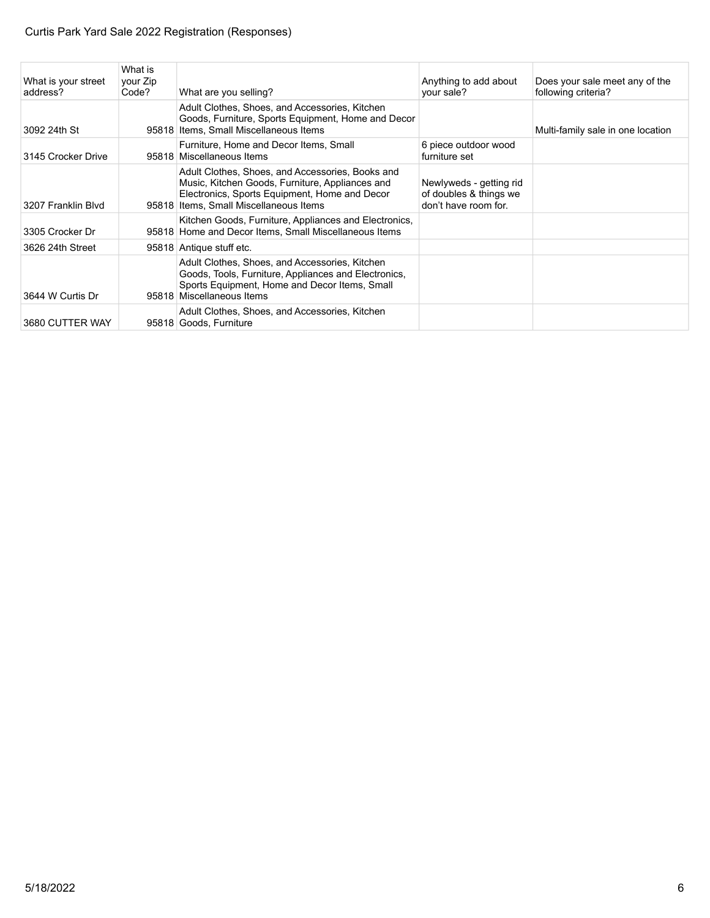| What is your street address? | What is your Zip Code? | What are you selling? | Anything to add about your sale? | Does your sale meet any of the following criteria? |
| --- | --- | --- | --- | --- |
| 3092 24th St | 95818 | Adult Clothes, Shoes, and Accessories, Kitchen Goods, Furniture, Sports Equipment, Home and Decor Items, Small Miscellaneous Items | | Multi-family sale in one location |
| 3145 Crocker Drive | 95818 | Furniture, Home and Decor Items, Small Miscellaneous Items | 6 piece outdoor wood furniture set | |
| 3207 Franklin Blvd | 95818 | Adult Clothes, Shoes, and Accessories, Books and Music, Kitchen Goods, Furniture, Appliances and Electronics, Sports Equipment, Home and Decor Items, Small Miscellaneous Items | Newlyweds - getting rid of doubles & things we don't have room for. | |
| 3305 Crocker Dr | 95818 | Kitchen Goods, Furniture, Appliances and Electronics, Home and Decor Items, Small Miscellaneous Items | | |
| 3626 24th Street | 95818 | Antique stuff etc. | | |
| 3644 W Curtis Dr | 95818 | Adult Clothes, Shoes, and Accessories, Kitchen Goods, Tools, Furniture, Appliances and Electronics, Sports Equipment, Home and Decor Items, Small Miscellaneous Items | | |
| 3680 CUTTER WAY | 95818 | Adult Clothes, Shoes, and Accessories, Kitchen Goods, Furniture | | |